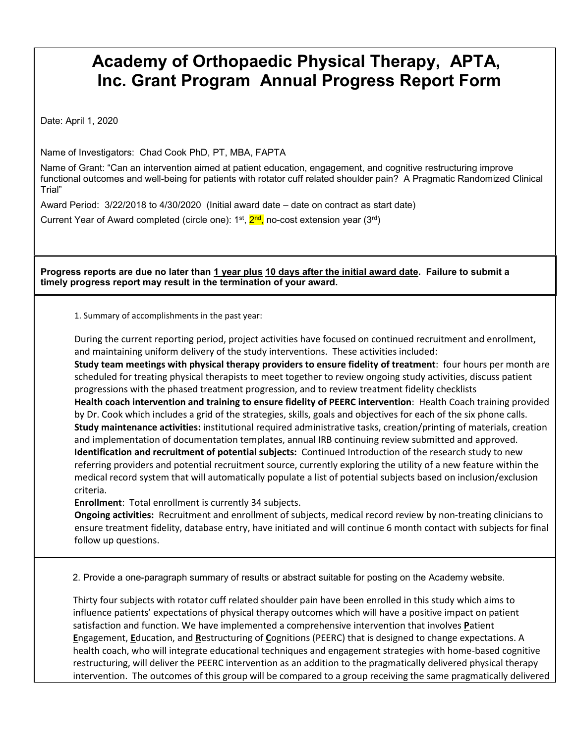# Academy of Orthopaedic Physical Therapy, APTA, Inc. Grant Program Annual Progress Report Form

Date: April 1, 2020

Name of Investigators: Chad Cook PhD, PT, MBA, FAPTA

Name of Grant: "Can an intervention aimed at patient education, engagement, and cognitive restructuring improve functional outcomes and well-being for patients with rotator cuff related shoulder pain? A Pragmatic Randomized Clinical Trial"

Award Period: 3/22/2018 to 4/30/2020 (Initial award date – date on contract as start date)

Current Year of Award completed (circle one): 1st, 2nd, no-cost extension year (3rd)

**Progress reports are due no later than 1 year plus 10 days after the initial award date. Failure to submit a timely progress report may result in the termination of your award.**

1. Summary of accomplishments in the past year:

During the current reporting period, project activities have focused on continued recruitment and enrollment, and maintaining uniform delivery of the study interventions. These activities included:

**Study team meetings with physical therapy providers to ensure fidelity of treatment**: four hours per month are scheduled for treating physical therapists to meet together to review ongoing study activities, discuss patient progressions with the phased treatment progression, and to review treatment fidelity checklists

**Health coach intervention and training to ensure fidelity of PEERC intervention**: Health Coach training provided by Dr. Cook which includes a grid of the strategies, skills, goals and objectives for each of the six phone calls.

**Study maintenance activities:** institutional required administrative tasks, creation/printing of materials, creation and implementation of documentation templates, annual IRB continuing review submitted and approved.

**Identification and recruitment of potential subjects:** Continued Introduction of the research study to new referring providers and potential recruitment source, currently exploring the utility of a new feature within the medical record system that will automatically populate a list of potential subjects based on inclusion/exclusion criteria.

**Enrollment**: Total enrollment is currently 34 subjects.

**Ongoing activities:** Recruitment and enrollment of subjects, medical record review by non-treating clinicians to ensure treatment fidelity, database entry, have initiated and will continue 6 month contact with subjects for final follow up questions.

2. Provide a one-paragraph summary of results or abstract suitable for posting on the Academy website.

Thirty four subjects with rotator cuff related shoulder pain have been enrolled in this study which aims to influence patients' expectations of physical therapy outcomes which will have a positive impact on patient satisfaction and function. We have implemented a comprehensive intervention that involves **P**atient **E**ngagement, **E**ducation, and **R**estructuring of **C**ognitions (PEERC) that is designed to change expectations. A health coach, who will integrate educational techniques and engagement strategies with home-based cognitive restructuring, will deliver the PEERC intervention as an addition to the pragmatically delivered physical therapy intervention. The outcomes of this group will be compared to a group receiving the same pragmatically delivered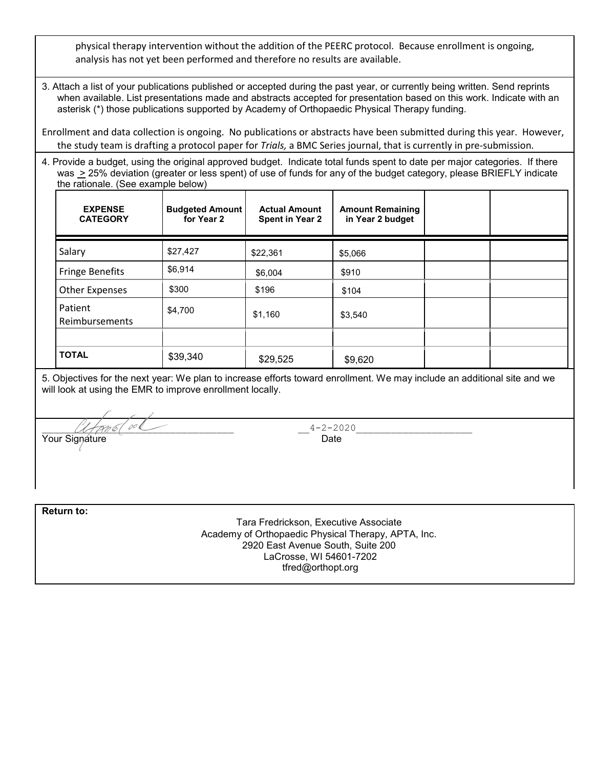physical therapy intervention without the addition of the PEERC protocol. Because enrollment is ongoing, analysis has not yet been performed and therefore no results are available.

3. Attach a list of your publications published or accepted during the past year, or currently being written. Send reprints when available. List presentations made and abstracts accepted for presentation based on this work. Indicate with an asterisk (*) those publications supported by Academy of Orthopaedic Physical Therapy funding.

Enrollment and data collection is ongoing. No publications or abstracts have been submitted during this year. However, the study team is drafting a protocol paper for *Trials,* a BMC Series journal, that is currently in pre-submission.

4. Provide a budget, using the original approved budget. Indicate total funds spent to date per major categories. If there was ≥ 25% deviation (greater or less spent) of use of funds for any of the budget category, please BRIEFLY indicate the rationale. (See example below)

| EXPENSE CATEGORY | Budgeted Amount for Year 2 | Actual Amount Spent in Year 2 | Amount Remaining in Year 2 budget | | |
|---|---|---|---|---|---|
| Salary | $27,427 | $22,361 | $5,066 | | |
| Fringe Benefits | $6,914 | $6,004 | $910 | | |
| Other Expenses | $300 | $196 | $104 | | |
| Patient Reimbursements | $4,700 | $1,160 | $3,540 | | |
| | | | | | |
| **TOTAL** | $39,340 | $29,525 | $9,620 | | |

5. Objectives for the next year: We plan to increase efforts toward enrollment. We may include an additional site and we will look at using the EMR to improve enrollment locally.

Your Signature

4-2-2020
Date

**Return to:**

Tara Fredrickson, Executive Associate
Academy of Orthopaedic Physical Therapy, APTA, Inc.
2920 East Avenue South, Suite 200
LaCrosse, WI 54601-7202
tfred@orthopt.org